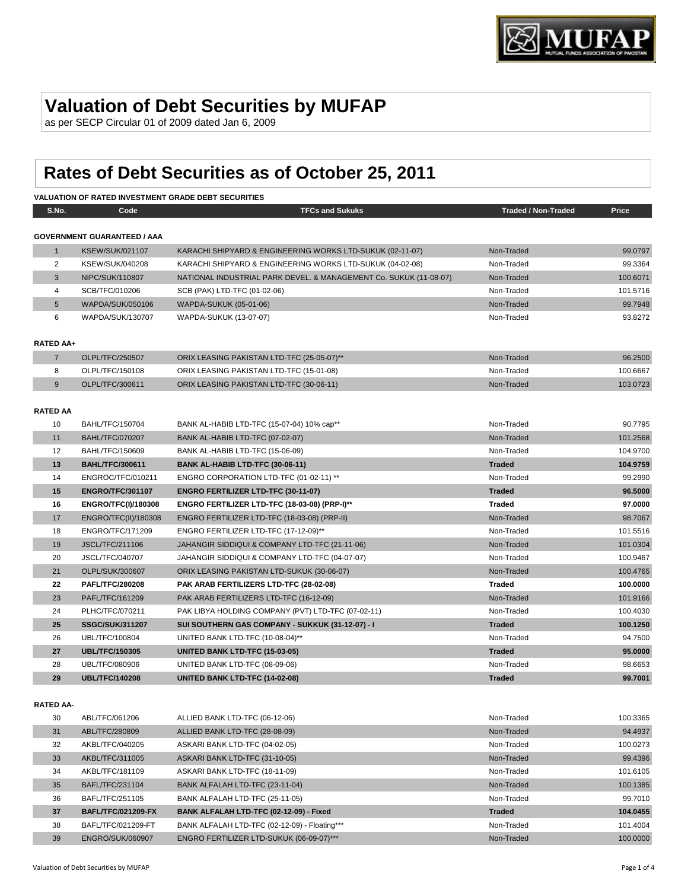# Valuation of Debt Securities by MUFAP

as per SECP Circular 01 of 2009 dated Jan 6, 2009

# Rates of Debt Securities as of October 25, 2011

**VALUATION OF RATED INVESTMENT GRADE DEBT SECURITIES**

| S.No. | Code | TFCs and Sukuks | Traded / Non-Traded | Price |
|---|---|---|---|---|
| **GOVERNMENT GUARANTEED / AAA** | | | | |
| 1 | KSEW/SUK/021107 | KARACHI SHIPYARD & ENGINEERING WORKS LTD-SUKUK (02-11-07) | Non-Traded | 99.0797 |
| 2 | KSEW/SUK/040208 | KARACHI SHIPYARD & ENGINEERING WORKS LTD-SUKUK (04-02-08) | Non-Traded | 99.3364 |
| 3 | NIPC/SUK/110807 | NATIONAL INDUSTRIAL PARK DEVEL. & MANAGEMENT Co. SUKUK (11-08-07) | Non-Traded | 100.6071 |
| 4 | SCB/TFC/010206 | SCB (PAK) LTD-TFC (01-02-06) | Non-Traded | 101.5716 |
| 5 | WAPDA/SUK/050106 | WAPDA-SUKUK (05-01-06) | Non-Traded | 99.7948 |
| 6 | WAPDA/SUK/130707 | WAPDA-SUKUK (13-07-07) | Non-Traded | 93.8272 |
| **RATED AA+** | | | | |
| 7 | OLPL/TFC/250507 | ORIX LEASING PAKISTAN LTD-TFC (25-05-07)** | Non-Traded | 96.2500 |
| 8 | OLPL/TFC/150108 | ORIX LEASING PAKISTAN LTD-TFC (15-01-08) | Non-Traded | 100.6667 |
| 9 | OLPL/TFC/300611 | ORIX LEASING PAKISTAN LTD-TFC (30-06-11) | Non-Traded | 103.0723 |
| **RATED AA** | | | | |
| 10 | BAHL/TFC/150704 | BANK AL-HABIB LTD-TFC (15-07-04) 10% cap** | Non-Traded | 90.7795 |
| 11 | BAHL/TFC/070207 | BANK AL-HABIB LTD-TFC (07-02-07) | Non-Traded | 101.2568 |
| 12 | BAHL/TFC/150609 | BANK AL-HABIB LTD-TFC (15-06-09) | Non-Traded | 104.9700 |
| **13** | **BAHL/TFC/300611** | **BANK AL-HABIB LTD-TFC (30-06-11)** | **Traded** | **104.9759** |
| 14 | ENGROC/TFC/010211 | ENGRO CORPORATION LTD-TFC (01-02-11) ** | Non-Traded | 99.2990 |
| **15** | **ENGRO/TFC/301107** | **ENGRO FERTILIZER LTD-TFC (30-11-07)** | **Traded** | **96.5000** |
| **16** | **ENGRO/TFC(I)/180308** | **ENGRO FERTILIZER LTD-TFC (18-03-08) (PRP-I)**** | **Traded** | **97.0000** |
| 17 | ENGRO/TFC(II)/180308 | ENGRO FERTILIZER LTD-TFC (18-03-08) (PRP-II) | Non-Traded | 98.7067 |
| 18 | ENGRO/TFC/171209 | ENGRO FERTILIZER LTD-TFC (17-12-09)** | Non-Traded | 101.5516 |
| 19 | JSCL/TFC/211106 | JAHANGIR SIDDIQUI & COMPANY LTD-TFC (21-11-06) | Non-Traded | 101.0304 |
| 20 | JSCL/TFC/040707 | JAHANGIR SIDDIQUI & COMPANY LTD-TFC (04-07-07) | Non-Traded | 100.9467 |
| 21 | OLPL/SUK/300607 | ORIX LEASING PAKISTAN LTD-SUKUK (30-06-07) | Non-Traded | 100.4765 |
| **22** | **PAFL/TFC/280208** | **PAK ARAB FERTILIZERS LTD-TFC (28-02-08)** | **Traded** | **100.0000** |
| 23 | PAFL/TFC/161209 | PAK ARAB FERTILIZERS LTD-TFC (16-12-09) | Non-Traded | 101.9166 |
| 24 | PLHC/TFC/070211 | PAK LIBYA HOLDING COMPANY (PVT) LTD-TFC (07-02-11) | Non-Traded | 100.4030 |
| **25** | **SSGC/SUK/311207** | **SUI SOUTHERN GAS COMPANY - SUKKUK (31-12-07) - I** | **Traded** | **100.1250** |
| 26 | UBL/TFC/100804 | UNITED BANK LTD-TFC (10-08-04)** | Non-Traded | 94.7500 |
| **27** | **UBL/TFC/150305** | **UNITED BANK LTD-TFC (15-03-05)** | **Traded** | **95.0000** |
| 28 | UBL/TFC/080906 | UNITED BANK LTD-TFC (08-09-06) | Non-Traded | 98.6653 |
| **29** | **UBL/TFC/140208** | **UNITED BANK LTD-TFC (14-02-08)** | **Traded** | **99.7001** |
| **RATED AA-** | | | | |
| 30 | ABL/TFC/061206 | ALLIED BANK LTD-TFC (06-12-06) | Non-Traded | 100.3365 |
| 31 | ABL/TFC/280809 | ALLIED BANK LTD-TFC (28-08-09) | Non-Traded | 94.4937 |
| 32 | AKBL/TFC/040205 | ASKARI BANK LTD-TFC (04-02-05) | Non-Traded | 100.0273 |
| 33 | AKBL/TFC/311005 | ASKARI BANK LTD-TFC (31-10-05) | Non-Traded | 99.4396 |
| 34 | AKBL/TFC/181109 | ASKARI BANK LTD-TFC (18-11-09) | Non-Traded | 101.6105 |
| 35 | BAFL/TFC/231104 | BANK ALFALAH LTD-TFC (23-11-04) | Non-Traded | 100.1385 |
| 36 | BAFL/TFC/251105 | BANK ALFALAH LTD-TFC (25-11-05) | Non-Traded | 99.7010 |
| **37** | **BAFL/TFC/021209-FX** | **BANK ALFALAH LTD-TFC (02-12-09) - Fixed** | **Traded** | **104.0455** |
| 38 | BAFL/TFC/021209-FT | BANK ALFALAH LTD-TFC (02-12-09) - Floating*** | Non-Traded | 101.4004 |
| 39 | ENGRO/SUK/060907 | ENGRO FERTILIZER LTD-SUKUK (06-09-07)*** | Non-Traded | 100.0000 |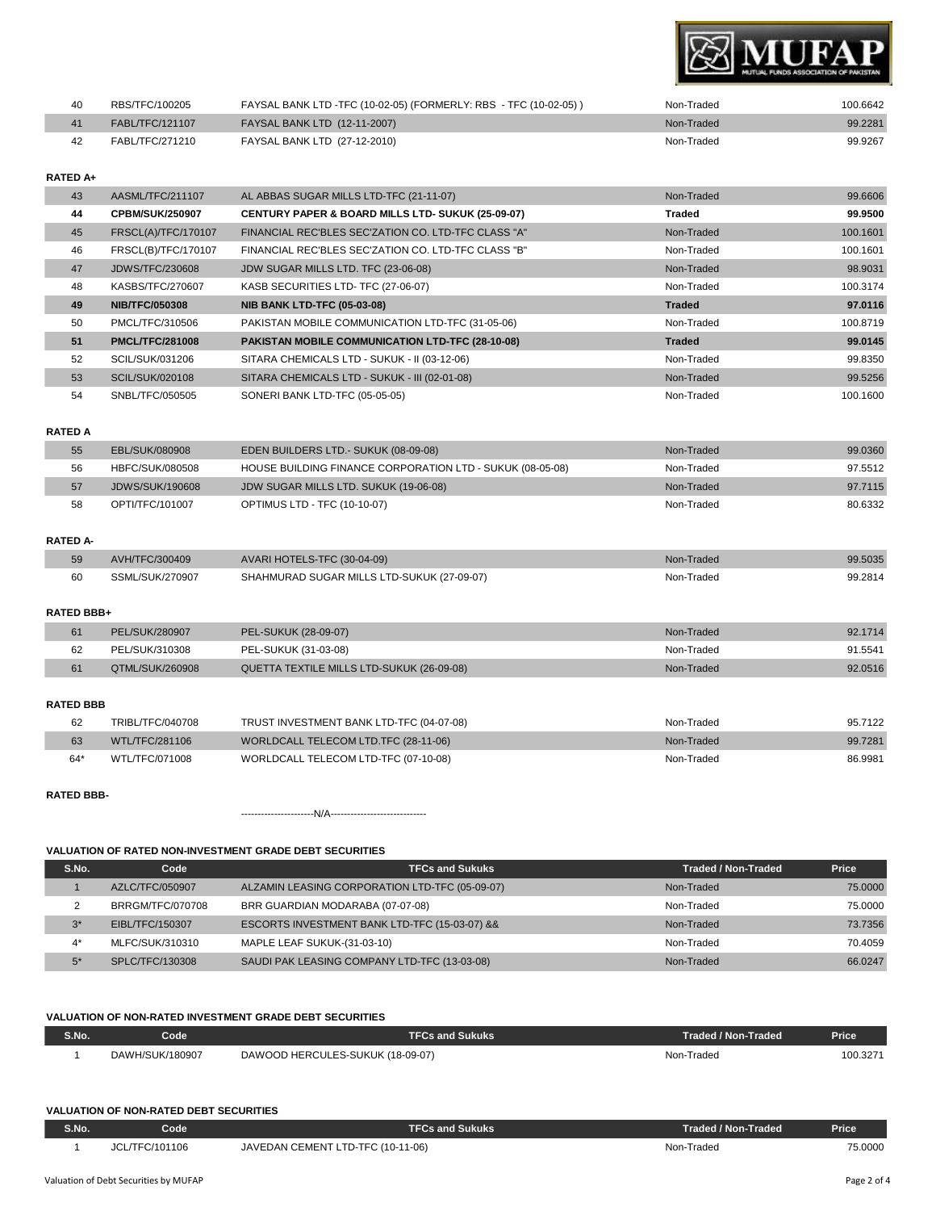| | | | | |
|---|---|---|---|---|
| 40 | RBS/TFC/100205 | FAYSAL BANK LTD -TFC (10-02-05) (FORMERLY: RBS - TFC (10-02-05) ) | Non-Traded | 100.6642 |
| 41 | FABL/TFC/121107 | FAYSAL BANK LTD (12-11-2007) | Non-Traded | 99.2281 |
| 42 | FABL/TFC/271210 | FAYSAL BANK LTD (27-12-2010) | Non-Traded | 99.9267 |

**RATED A+**

| | | | | |
|---|---|---|---|---|
| 43 | AASML/TFC/211107 | AL ABBAS SUGAR MILLS LTD-TFC (21-11-07) | Non-Traded | 99.6606 |
| **44** | **CPBM/SUK/250907** | **CENTURY PAPER & BOARD MILLS LTD- SUKUK (25-09-07)** | **Traded** | **99.9500** |
| 45 | FRSCL(A)/TFC/170107 | FINANCIAL REC'BLES SEC'ZATION CO. LTD-TFC CLASS "A" | Non-Traded | 100.1601 |
| 46 | FRSCL(B)/TFC/170107 | FINANCIAL REC'BLES SEC'ZATION CO. LTD-TFC CLASS "B" | Non-Traded | 100.1601 |
| 47 | JDWS/TFC/230608 | JDW SUGAR MILLS LTD. TFC (23-06-08) | Non-Traded | 98.9031 |
| 48 | KASBS/TFC/270607 | KASB SECURITIES LTD- TFC (27-06-07) | Non-Traded | 100.3174 |
| **49** | **NIB/TFC/050308** | **NIB BANK LTD-TFC (05-03-08)** | **Traded** | **97.0116** |
| 50 | PMCL/TFC/310506 | PAKISTAN MOBILE COMMUNICATION LTD-TFC (31-05-06) | Non-Traded | 100.8719 |
| **51** | **PMCL/TFC/281008** | **PAKISTAN MOBILE COMMUNICATION LTD-TFC (28-10-08)** | **Traded** | **99.0145** |
| 52 | SCIL/SUK/031206 | SITARA CHEMICALS LTD - SUKUK - II (03-12-06) | Non-Traded | 99.8350 |
| 53 | SCIL/SUK/020108 | SITARA CHEMICALS LTD - SUKUK - III (02-01-08) | Non-Traded | 99.5256 |
| 54 | SNBL/TFC/050505 | SONERI BANK LTD-TFC (05-05-05) | Non-Traded | 100.1600 |

**RATED A**

| | | | | |
|---|---|---|---|---|
| 55 | EBL/SUK/080908 | EDEN BUILDERS LTD.- SUKUK (08-09-08) | Non-Traded | 99.0360 |
| 56 | HBFC/SUK/080508 | HOUSE BUILDING FINANCE CORPORATION LTD - SUKUK (08-05-08) | Non-Traded | 97.5512 |
| 57 | JDWS/SUK/190608 | JDW SUGAR MILLS LTD. SUKUK (19-06-08) | Non-Traded | 97.7115 |
| 58 | OPTI/TFC/101007 | OPTIMUS LTD - TFC (10-10-07) | Non-Traded | 80.6332 |

**RATED A-**

| | | | | |
|---|---|---|---|---|
| 59 | AVH/TFC/300409 | AVARI HOTELS-TFC (30-04-09) | Non-Traded | 99.5035 |
| 60 | SSML/SUK/270907 | SHAHMURAD SUGAR MILLS LTD-SUKUK (27-09-07) | Non-Traded | 99.2814 |

**RATED BBB+**

| | | | | |
|---|---|---|---|---|
| 61 | PEL/SUK/280907 | PEL-SUKUK (28-09-07) | Non-Traded | 92.1714 |
| 62 | PEL/SUK/310308 | PEL-SUKUK (31-03-08) | Non-Traded | 91.5541 |
| 61 | QTML/SUK/260908 | QUETTA TEXTILE MILLS LTD-SUKUK (26-09-08) | Non-Traded | 92.0516 |

**RATED BBB**

| | | | | |
|---|---|---|---|---|
| 62 | TRIBL/TFC/040708 | TRUST INVESTMENT BANK LTD-TFC (04-07-08) | Non-Traded | 95.7122 |
| 63 | WTL/TFC/281106 | WORLDCALL TELECOM LTD.TFC (28-11-06) | Non-Traded | 99.7281 |
| 64* | WTL/TFC/071008 | WORLDCALL TELECOM LTD-TFC (07-10-08) | Non-Traded | 86.9981 |

**RATED BBB-**

----------------------N/A-----------------------------

**VALUATION OF RATED NON-INVESTMENT GRADE DEBT SECURITIES**

| S.No. | Code | TFCs and Sukuks | Traded / Non-Traded | Price |
|---|---|---|---|---|
| 1 | AZLC/TFC/050907 | ALZAMIN LEASING CORPORATION LTD-TFC (05-09-07) | Non-Traded | 75.0000 |
| 2 | BRRGM/TFC/070708 | BRR GUARDIAN MODARABA (07-07-08) | Non-Traded | 75.0000 |
| 3* | EIBL/TFC/150307 | ESCORTS INVESTMENT BANK LTD-TFC (15-03-07) && | Non-Traded | 73.7356 |
| 4* | MLFC/SUK/310310 | MAPLE LEAF SUKUK-(31-03-10) | Non-Traded | 70.4059 |
| 5* | SPLC/TFC/130308 | SAUDI PAK LEASING COMPANY LTD-TFC (13-03-08) | Non-Traded | 66.0247 |

**VALUATION OF NON-RATED INVESTMENT GRADE DEBT SECURITIES**

| S.No. | Code | TFCs and Sukuks | Traded / Non-Traded | Price |
|---|---|---|---|---|
| 1 | DAWH/SUK/180907 | DAWOOD HERCULES-SUKUK (18-09-07) | Non-Traded | 100.3271 |

**VALUATION OF NON-RATED DEBT SECURITIES**

| S.No. | Code | TFCs and Sukuks | Traded / Non-Traded | Price |
|---|---|---|---|---|
| 1 | JCL/TFC/101106 | JAVEDAN CEMENT LTD-TFC (10-11-06) | Non-Traded | 75.0000 |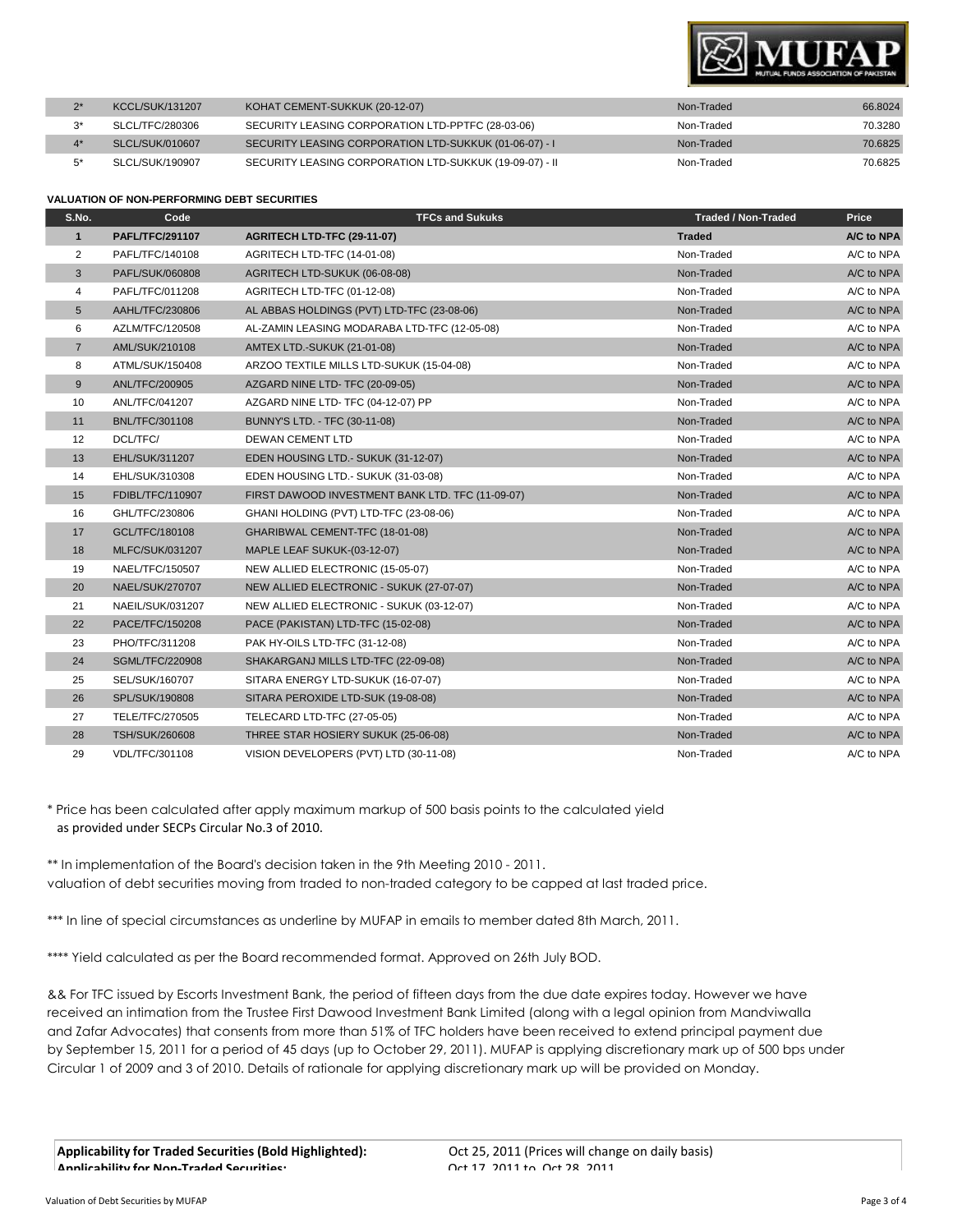| | | | | |
|---|---|---|---|---|
| 2* | KCCL/SUK/131207 | KOHAT CEMENT-SUKKUK (20-12-07) | Non-Traded | 66.8024 |
| 3* | SLCL/TFC/280306 | SECURITY LEASING CORPORATION LTD-PPTFC (28-03-06) | Non-Traded | 70.3280 |
| 4* | SLCL/SUK/010607 | SECURITY LEASING CORPORATION LTD-SUKKUK (01-06-07) - I | Non-Traded | 70.6825 |
| 5* | SLCL/SUK/190907 | SECURITY LEASING CORPORATION LTD-SUKKUK (19-09-07) - II | Non-Traded | 70.6825 |

**VALUATION OF NON-PERFORMING DEBT SECURITIES**

| S.No. | Code | TFCs and Sukuks | Traded / Non-Traded | Price |
|---|---|---|---|---|
| **1** | **PAFL/TFC/291107** | **AGRITECH LTD-TFC (29-11-07)** | **Traded** | **A/C to NPA** |
| 2 | PAFL/TFC/140108 | AGRITECH LTD-TFC (14-01-08) | Non-Traded | A/C to NPA |
| 3 | PAFL/SUK/060808 | AGRITECH LTD-SUKUK (06-08-08) | Non-Traded | A/C to NPA |
| 4 | PAFL/TFC/011208 | AGRITECH LTD-TFC (01-12-08) | Non-Traded | A/C to NPA |
| 5 | AAHL/TFC/230806 | AL ABBAS HOLDINGS (PVT) LTD-TFC (23-08-06) | Non-Traded | A/C to NPA |
| 6 | AZLM/TFC/120508 | AL-ZAMIN LEASING MODARABA LTD-TFC (12-05-08) | Non-Traded | A/C to NPA |
| 7 | AML/SUK/210108 | AMTEX LTD.-SUKUK (21-01-08) | Non-Traded | A/C to NPA |
| 8 | ATML/SUK/150408 | ARZOO TEXTILE MILLS LTD-SUKUK (15-04-08) | Non-Traded | A/C to NPA |
| 9 | ANL/TFC/200905 | AZGARD NINE LTD- TFC (20-09-05) | Non-Traded | A/C to NPA |
| 10 | ANL/TFC/041207 | AZGARD NINE LTD- TFC (04-12-07) PP | Non-Traded | A/C to NPA |
| 11 | BNL/TFC/301108 | BUNNY'S LTD. - TFC (30-11-08) | Non-Traded | A/C to NPA |
| 12 | DCL/TFC/ | DEWAN CEMENT LTD | Non-Traded | A/C to NPA |
| 13 | EHL/SUK/311207 | EDEN HOUSING LTD.- SUKUK (31-12-07) | Non-Traded | A/C to NPA |
| 14 | EHL/SUK/310308 | EDEN HOUSING LTD.- SUKUK (31-03-08) | Non-Traded | A/C to NPA |
| 15 | FDIBL/TFC/110907 | FIRST DAWOOD INVESTMENT BANK LTD. TFC (11-09-07) | Non-Traded | A/C to NPA |
| 16 | GHL/TFC/230806 | GHANI HOLDING (PVT) LTD-TFC (23-08-06) | Non-Traded | A/C to NPA |
| 17 | GCL/TFC/180108 | GHARIBWAL CEMENT-TFC (18-01-08) | Non-Traded | A/C to NPA |
| 18 | MLFC/SUK/031207 | MAPLE LEAF SUKUK-(03-12-07) | Non-Traded | A/C to NPA |
| 19 | NAEL/TFC/150507 | NEW ALLIED ELECTRONIC (15-05-07) | Non-Traded | A/C to NPA |
| 20 | NAEL/SUK/270707 | NEW ALLIED ELECTRONIC - SUKUK (27-07-07) | Non-Traded | A/C to NPA |
| 21 | NAEIL/SUK/031207 | NEW ALLIED ELECTRONIC - SUKUK (03-12-07) | Non-Traded | A/C to NPA |
| 22 | PACE/TFC/150208 | PACE (PAKISTAN) LTD-TFC (15-02-08) | Non-Traded | A/C to NPA |
| 23 | PHO/TFC/311208 | PAK HY-OILS LTD-TFC (31-12-08) | Non-Traded | A/C to NPA |
| 24 | SGML/TFC/220908 | SHAKARGANJ MILLS LTD-TFC (22-09-08) | Non-Traded | A/C to NPA |
| 25 | SEL/SUK/160707 | SITARA ENERGY LTD-SUKUK (16-07-07) | Non-Traded | A/C to NPA |
| 26 | SPL/SUK/190808 | SITARA PEROXIDE LTD-SUK (19-08-08) | Non-Traded | A/C to NPA |
| 27 | TELE/TFC/270505 | TELECARD LTD-TFC (27-05-05) | Non-Traded | A/C to NPA |
| 28 | TSH/SUK/260608 | THREE STAR HOSIERY SUKUK (25-06-08) | Non-Traded | A/C to NPA |
| 29 | VDL/TFC/301108 | VISION DEVELOPERS (PVT) LTD (30-11-08) | Non-Traded | A/C to NPA |

\* Price has been calculated after apply maximum markup of 500 basis points to the calculated yield as provided under SECPs Circular No.3 of 2010.

** In implementation of the Board's decision taken in the 9th Meeting 2010 - 2011.
valuation of debt securities moving from traded to non-traded category to be capped at last traded price.

*** In line of special circumstances as underline by MUFAP in emails to member dated 8th March, 2011.

**** Yield calculated as per the Board recommended format. Approved on 26th July BOD.

&& For TFC issued by Escorts Investment Bank, the period of fifteen days from the due date expires today. However we have received an intimation from the Trustee First Dawood Investment Bank Limited (along with a legal opinion from Mandviwalla and Zafar Advocates) that consents from more than 51% of TFC holders have been received to extend principal payment due by September 15, 2011 for a period of 45 days (up to October 29, 2011). MUFAP is applying discretionary mark up of 500 bps under Circular 1 of 2009 and 3 of 2010. Details of rationale for applying discretionary mark up will be provided on Monday.

| | |
|---|---|
| **Applicability for Traded Securities (Bold Highlighted):** | Oct 25, 2011 (Prices will change on daily basis) |
| **Applicability for Non-Traded Securities:** | Oct 17, 2011 to Oct 28, 2011 |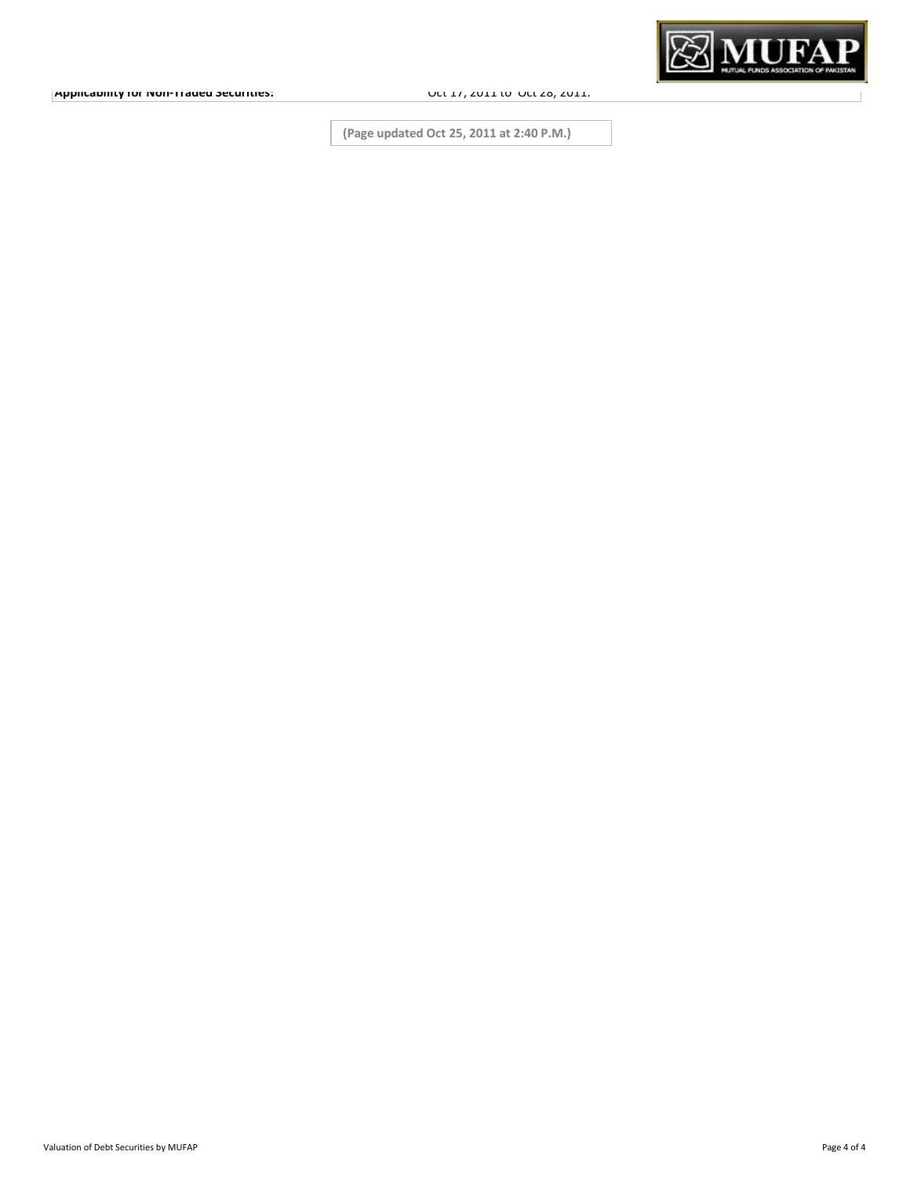| | |
|---|---|
| **Applicability for Non-Traded Securities:** | Oct 17, 2011 to Oct 28, 2011. |

**(Page updated Oct 25, 2011 at 2:40 P.M.)**